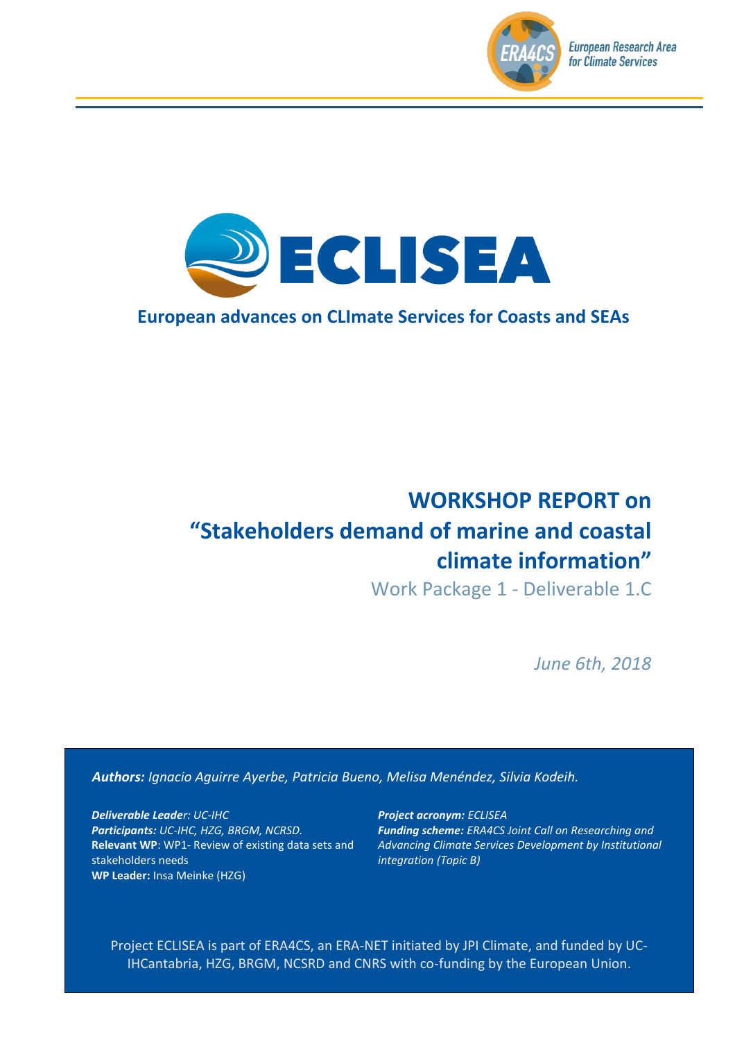ERA4CS European Research Area for Climate Services

# ECLISEA

**European advances on CLImate Services for Coasts and SEAs**

# WORKSHOP REPORT on "Stakeholders demand of marine and coastal climate information"

Work Package 1 - Deliverable 1.C

*June 6th, 2018*

***Authors:*** *Ignacio Aguirre Ayerbe, Patricia Bueno, Melisa Menéndez, Silvia Kodeih.*

***Deliverable Leader****: UC-IHC*
***Participants:*** *UC-IHC, HZG, BRGM, NCRSD.*
**Relevant WP**: WP1- Review of existing data sets and stakeholders needs
**WP Leader:** Insa Meinke (HZG)

***Project acronym:*** *ECLISEA*
***Funding scheme:*** *ERA4CS Joint Call on Researching and Advancing Climate Services Development by Institutional integration (Topic B)*

Project ECLISEA is part of ERA4CS, an ERA-NET initiated by JPI Climate, and funded by UC-IHCantabria, HZG, BRGM, NCSRD and CNRS with co-funding by the European Union.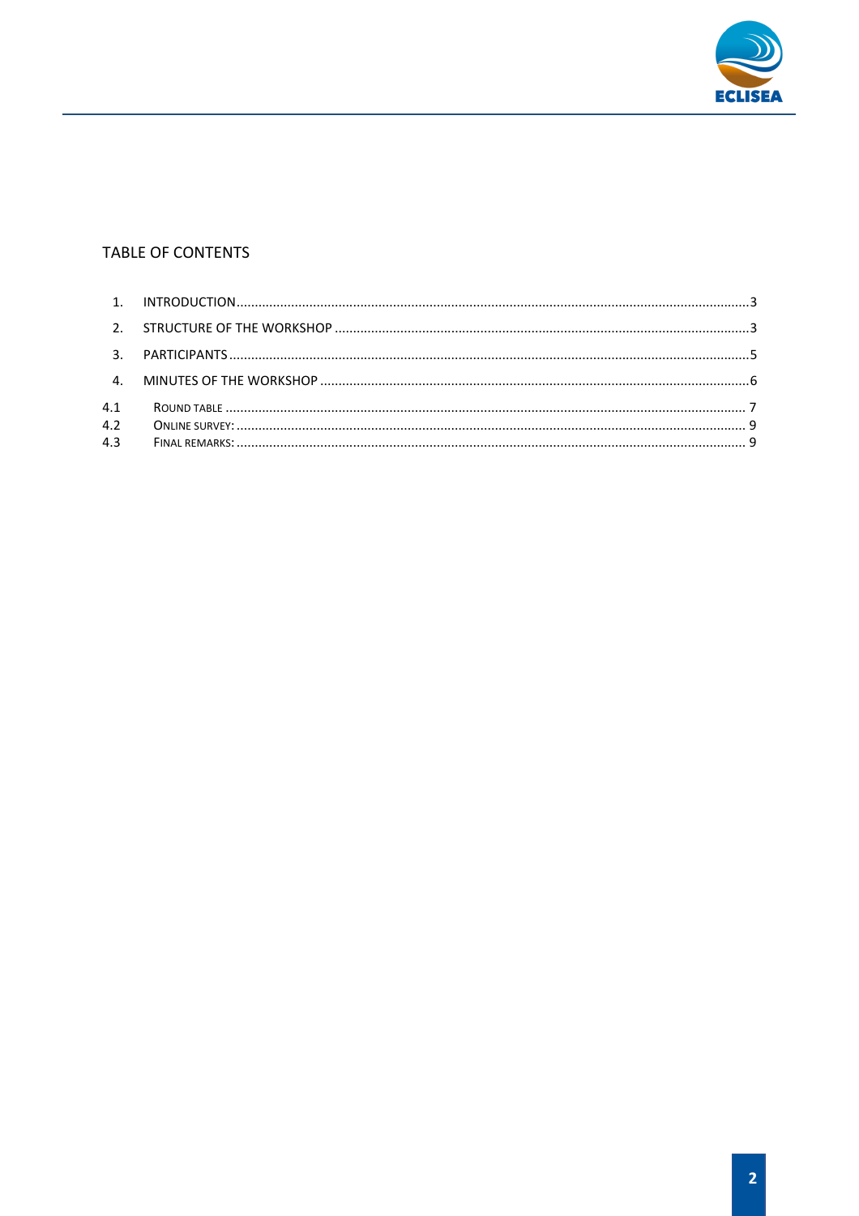## TABLE OF CONTENTS

1. INTRODUCTION ....................................................................................................3
2. STRUCTURE OF THE WORKSHOP ............................................................................3
3. PARTICIPANTS ....................................................................................................5
4. MINUTES OF THE WORKSHOP ..............................................................................6

4.1 ROUND TABLE .................................................................................................. 7
4.2 ONLINE SURVEY: ............................................................................................... 9
4.3 FINAL REMARKS: ............................................................................................... 9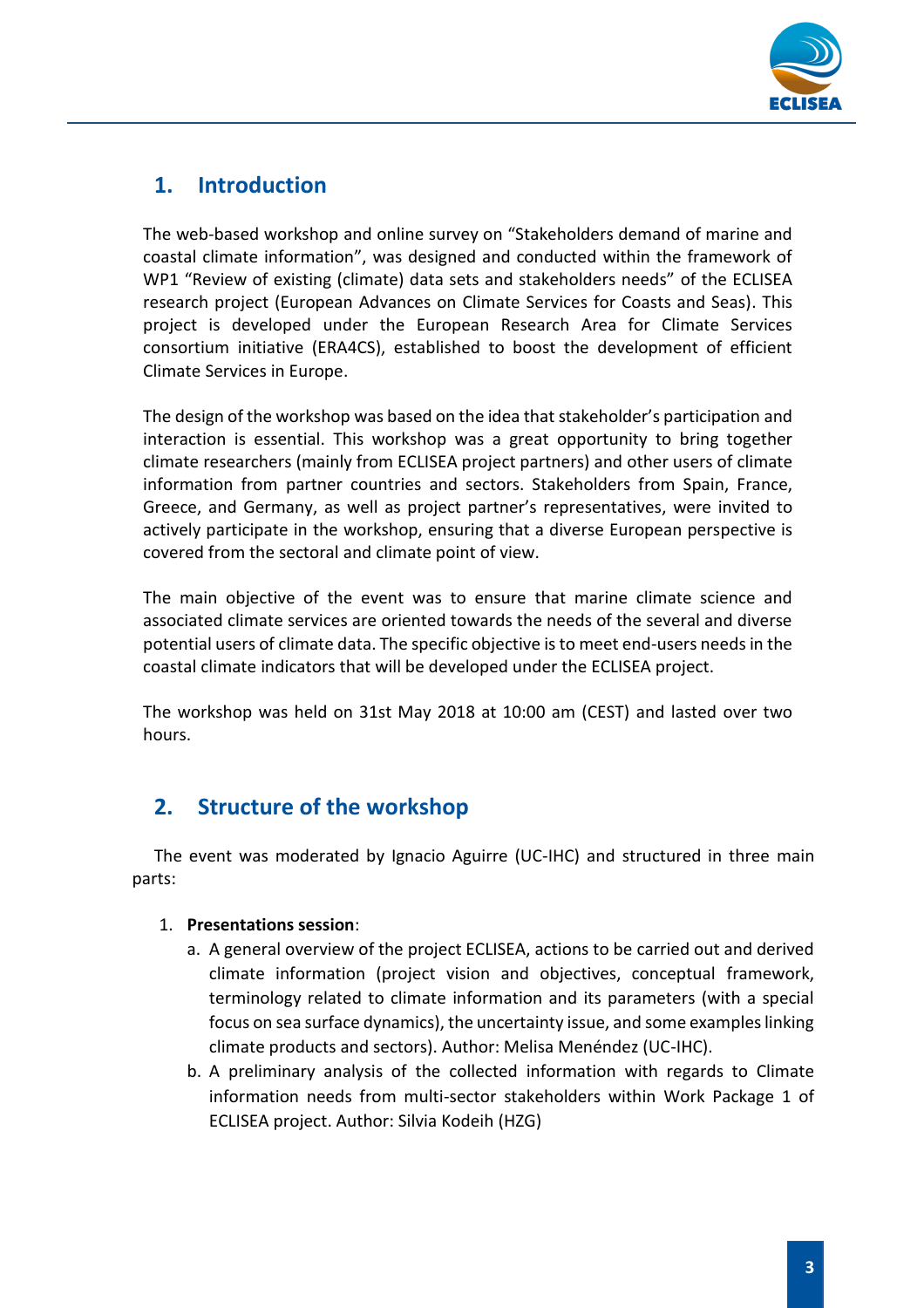## 1. Introduction

The web-based workshop and online survey on "Stakeholders demand of marine and coastal climate information", was designed and conducted within the framework of WP1 "Review of existing (climate) data sets and stakeholders needs" of the ECLISEA research project (European Advances on Climate Services for Coasts and Seas). This project is developed under the European Research Area for Climate Services consortium initiative (ERA4CS), established to boost the development of efficient Climate Services in Europe.

The design of the workshop was based on the idea that stakeholder's participation and interaction is essential. This workshop was a great opportunity to bring together climate researchers (mainly from ECLISEA project partners) and other users of climate information from partner countries and sectors. Stakeholders from Spain, France, Greece, and Germany, as well as project partner's representatives, were invited to actively participate in the workshop, ensuring that a diverse European perspective is covered from the sectoral and climate point of view.

The main objective of the event was to ensure that marine climate science and associated climate services are oriented towards the needs of the several and diverse potential users of climate data. The specific objective is to meet end-users needs in the coastal climate indicators that will be developed under the ECLISEA project.

The workshop was held on 31st May 2018 at 10:00 am (CEST) and lasted over two hours.

## 2. Structure of the workshop

The event was moderated by Ignacio Aguirre (UC-IHC) and structured in three main parts:

1. **Presentations session**:
   a. A general overview of the project ECLISEA, actions to be carried out and derived climate information (project vision and objectives, conceptual framework, terminology related to climate information and its parameters (with a special focus on sea surface dynamics), the uncertainty issue, and some examples linking climate products and sectors). Author: Melisa Menéndez (UC-IHC).
   b. A preliminary analysis of the collected information with regards to Climate information needs from multi-sector stakeholders within Work Package 1 of ECLISEA project. Author: Silvia Kodeih (HZG)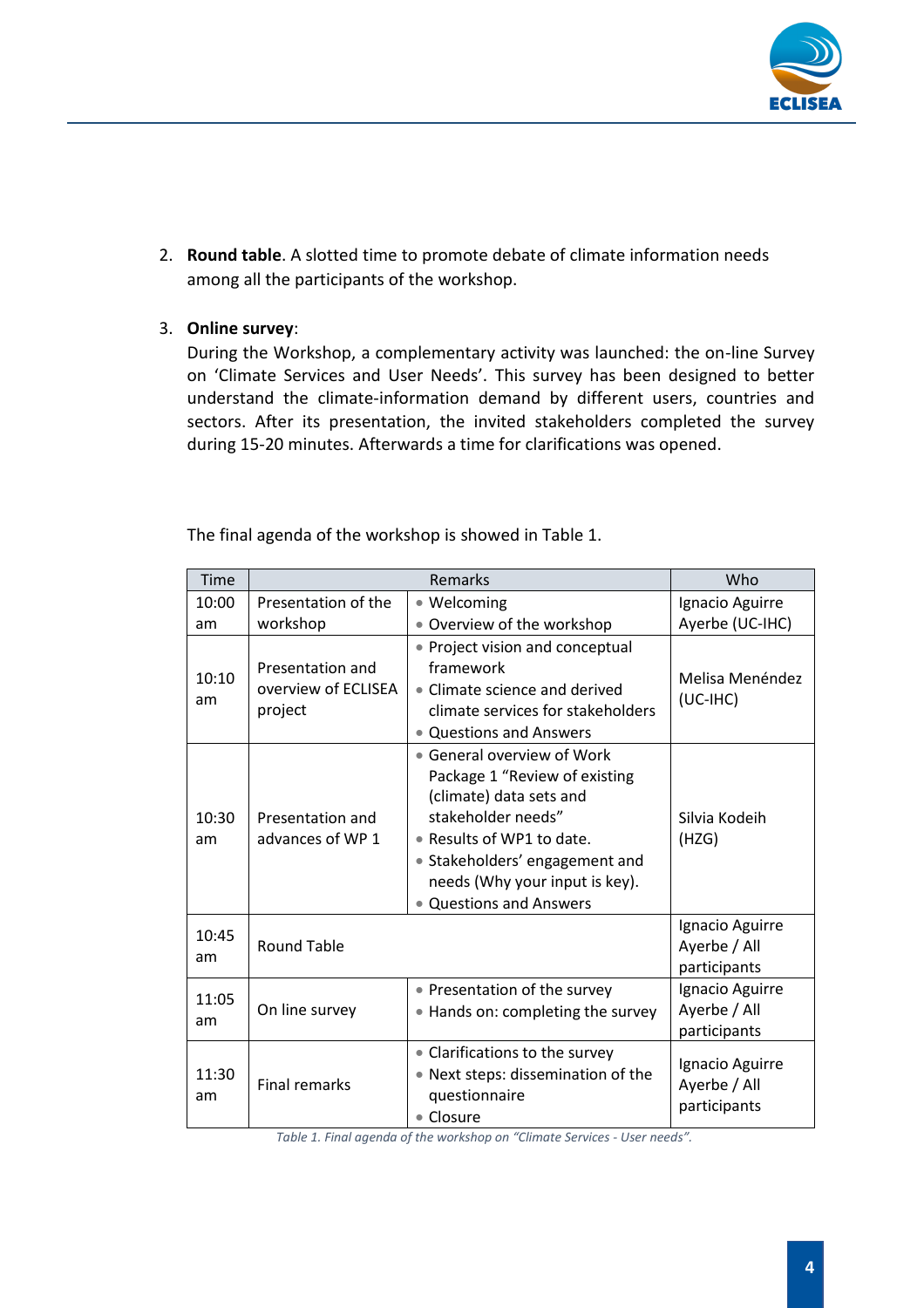2. **Round table**. A slotted time to promote debate of climate information needs among all the participants of the workshop.

3. **Online survey**:
   During the Workshop, a complementary activity was launched: the on-line Survey on 'Climate Services and User Needs'. This survey has been designed to better understand the climate-information demand by different users, countries and sectors. After its presentation, the invited stakeholders completed the survey during 15-20 minutes. Afterwards a time for clarifications was opened.

The final agenda of the workshop is showed in Table 1.

| Time | Remarks | | Who |
|---|---|---|---|
| 10:00 am | Presentation of the workshop | • Welcoming<br>• Overview of the workshop | Ignacio Aguirre Ayerbe (UC-IHC) |
| 10:10 am | Presentation and overview of ECLISEA project | • Project vision and conceptual framework<br>• Climate science and derived climate services for stakeholders<br>• Questions and Answers | Melisa Menéndez (UC-IHC) |
| 10:30 am | Presentation and advances of WP 1 | • General overview of Work Package 1 "Review of existing (climate) data sets and stakeholder needs"<br>• Results of WP1 to date.<br>• Stakeholders' engagement and needs (Why your input is key).<br>• Questions and Answers | Silvia Kodeih (HZG) |
| 10:45 am | Round Table | | Ignacio Aguirre Ayerbe / All participants |
| 11:05 am | On line survey | • Presentation of the survey<br>• Hands on: completing the survey | Ignacio Aguirre Ayerbe / All participants |
| 11:30 am | Final remarks | • Clarifications to the survey<br>• Next steps: dissemination of the questionnaire<br>• Closure | Ignacio Aguirre Ayerbe / All participants |

*Table 1. Final agenda of the workshop on "Climate Services - User needs".*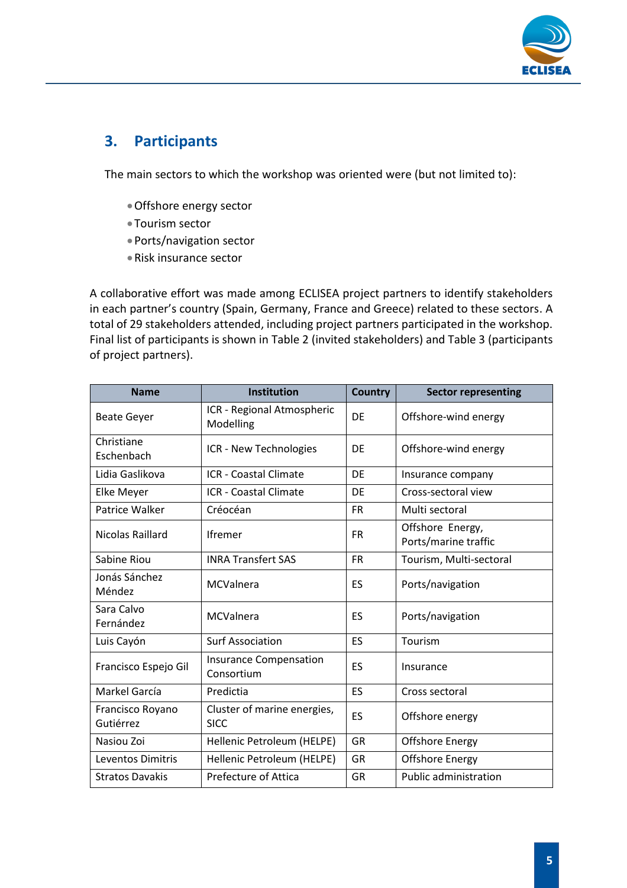## 3. Participants

The main sectors to which the workshop was oriented were (but not limited to):

- Offshore energy sector
- Tourism sector
- Ports/navigation sector
- Risk insurance sector

A collaborative effort was made among ECLISEA project partners to identify stakeholders in each partner's country (Spain, Germany, France and Greece) related to these sectors. A total of 29 stakeholders attended, including project partners participated in the workshop. Final list of participants is shown in Table 2 (invited stakeholders) and Table 3 (participants of project partners).

| Name | Institution | Country | Sector representing |
|---|---|---|---|
| Beate Geyer | ICR - Regional Atmospheric Modelling | DE | Offshore-wind energy |
| Christiane Eschenbach | ICR - New Technologies | DE | Offshore-wind energy |
| Lidia Gaslikova | ICR - Coastal Climate | DE | Insurance company |
| Elke Meyer | ICR - Coastal Climate | DE | Cross-sectoral view |
| Patrice Walker | Créocéan | FR | Multi sectoral |
| Nicolas Raillard | Ifremer | FR | Offshore Energy, Ports/marine traffic |
| Sabine Riou | INRA Transfert SAS | FR | Tourism, Multi-sectoral |
| Jonás Sánchez Méndez | MCValnera | ES | Ports/navigation |
| Sara Calvo Fernández | MCValnera | ES | Ports/navigation |
| Luis Cayón | Surf Association | ES | Tourism |
| Francisco Espejo Gil | Insurance Compensation Consortium | ES | Insurance |
| Markel García | Predictia | ES | Cross sectoral |
| Francisco Royano Gutiérrez | Cluster of marine energies, SICC | ES | Offshore energy |
| Nasiou Zoi | Hellenic Petroleum (HELPE) | GR | Offshore Energy |
| Leventos Dimitris | Hellenic Petroleum (HELPE) | GR | Offshore Energy |
| Stratos Davakis | Prefecture of Attica | GR | Public administration |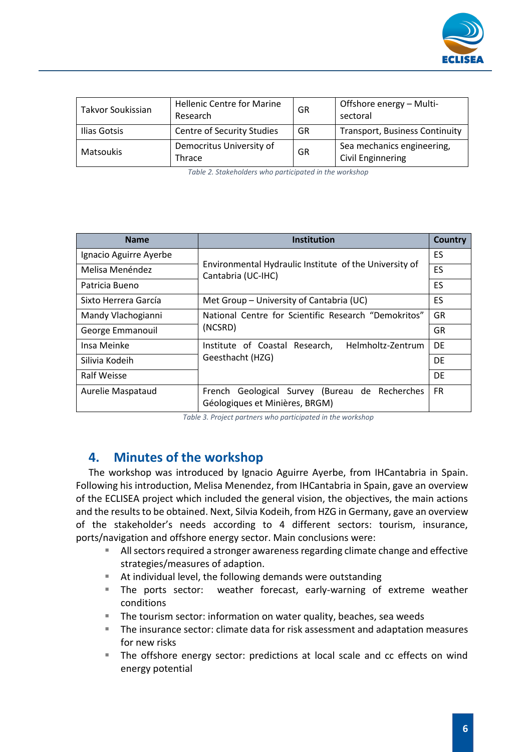| | | | |
|---|---|---|---|
| Takvor Soukissian | Hellenic Centre for Marine Research | GR | Offshore energy – Multi-sectoral |
| Ilias Gotsis | Centre of Security Studies | GR | Transport, Business Continuity |
| Matsoukis | Democritus University of Thrace | GR | Sea mechanics engineering, Civil Enginnering |

*Table 2. Stakeholders who participated in the workshop*

| Name | Institution | Country |
|---|---|---|
| Ignacio Aguirre Ayerbe | Environmental Hydraulic Institute of the University of Cantabria (UC-IHC) | ES |
| Melisa Menéndez | | ES |
| Patricia Bueno | | ES |
| Sixto Herrera García | Met Group – University of Cantabria (UC) | ES |
| Mandy Vlachogianni | National Centre for Scientific Research “Demokritos” (NCSRD) | GR |
| George Emmanouil | | GR |
| Insa Meinke | Institute of Coastal Research, Helmholtz-Zentrum Geesthacht (HZG) | DE |
| Silivia Kodeih | | DE |
| Ralf Weisse | | DE |
| Aurelie Maspataud | French Geological Survey (Bureau de Recherches Géologiques et Minières, BRGM) | FR |

*Table 3. Project partners who participated in the workshop*

## 4. Minutes of the workshop

The workshop was introduced by Ignacio Aguirre Ayerbe, from IHCantabria in Spain. Following his introduction, Melisa Menendez, from IHCantabria in Spain, gave an overview of the ECLISEA project which included the general vision, the objectives, the main actions and the results to be obtained. Next, Silvia Kodeih, from HZG in Germany, gave an overview of the stakeholder's needs according to 4 different sectors: tourism, insurance, ports/navigation and offshore energy sector. Main conclusions were:

- All sectors required a stronger awareness regarding climate change and effective strategies/measures of adaption.
- At individual level, the following demands were outstanding
- The ports sector: weather forecast, early-warning of extreme weather conditions
- The tourism sector: information on water quality, beaches, sea weeds
- The insurance sector: climate data for risk assessment and adaptation measures for new risks
- The offshore energy sector: predictions at local scale and cc effects on wind energy potential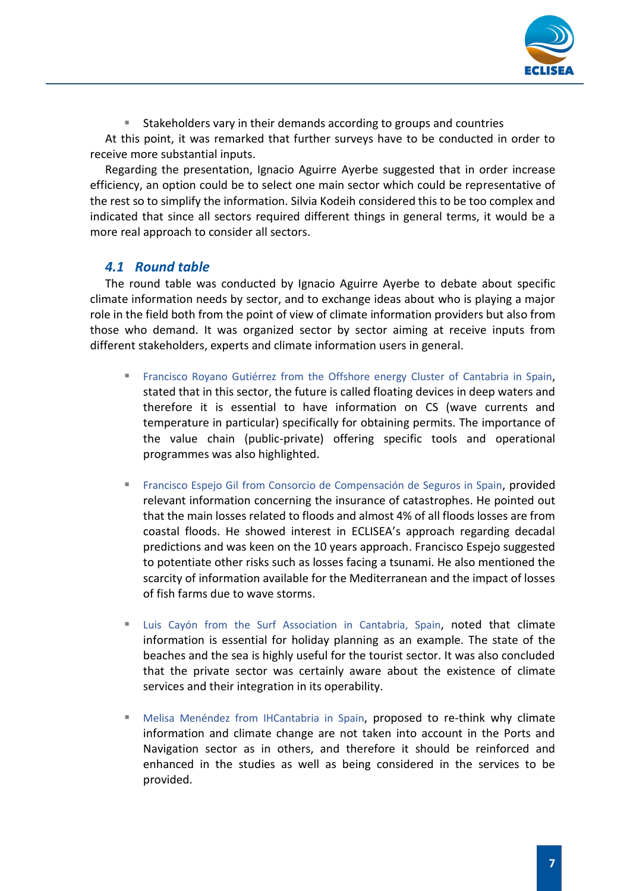- Stakeholders vary in their demands according to groups and countries

At this point, it was remarked that further surveys have to be conducted in order to receive more substantial inputs.

Regarding the presentation, Ignacio Aguirre Ayerbe suggested that in order increase efficiency, an option could be to select one main sector which could be representative of the rest so to simplify the information. Silvia Kodeih considered this to be too complex and indicated that since all sectors required different things in general terms, it would be a more real approach to consider all sectors.

## *4.1 Round table*

The round table was conducted by Ignacio Aguirre Ayerbe to debate about specific climate information needs by sector, and to exchange ideas about who is playing a major role in the field both from the point of view of climate information providers but also from those who demand. It was organized sector by sector aiming at receive inputs from different stakeholders, experts and climate information users in general.

- Francisco Royano Gutiérrez from the Offshore energy Cluster of Cantabria in Spain, stated that in this sector, the future is called floating devices in deep waters and therefore it is essential to have information on CS (wave currents and temperature in particular) specifically for obtaining permits. The importance of the value chain (public-private) offering specific tools and operational programmes was also highlighted.

- Francisco Espejo Gil from Consorcio de Compensación de Seguros in Spain, provided relevant information concerning the insurance of catastrophes. He pointed out that the main losses related to floods and almost 4% of all floods losses are from coastal floods. He showed interest in ECLISEA's approach regarding decadal predictions and was keen on the 10 years approach. Francisco Espejo suggested to potentiate other risks such as losses facing a tsunami. He also mentioned the scarcity of information available for the Mediterranean and the impact of losses of fish farms due to wave storms.

- Luis Cayón from the Surf Association in Cantabria, Spain, noted that climate information is essential for holiday planning as an example. The state of the beaches and the sea is highly useful for the tourist sector. It was also concluded that the private sector was certainly aware about the existence of climate services and their integration in its operability.

- Melisa Menéndez from IHCantabria in Spain, proposed to re-think why climate information and climate change are not taken into account in the Ports and Navigation sector as in others, and therefore it should be reinforced and enhanced in the studies as well as being considered in the services to be provided.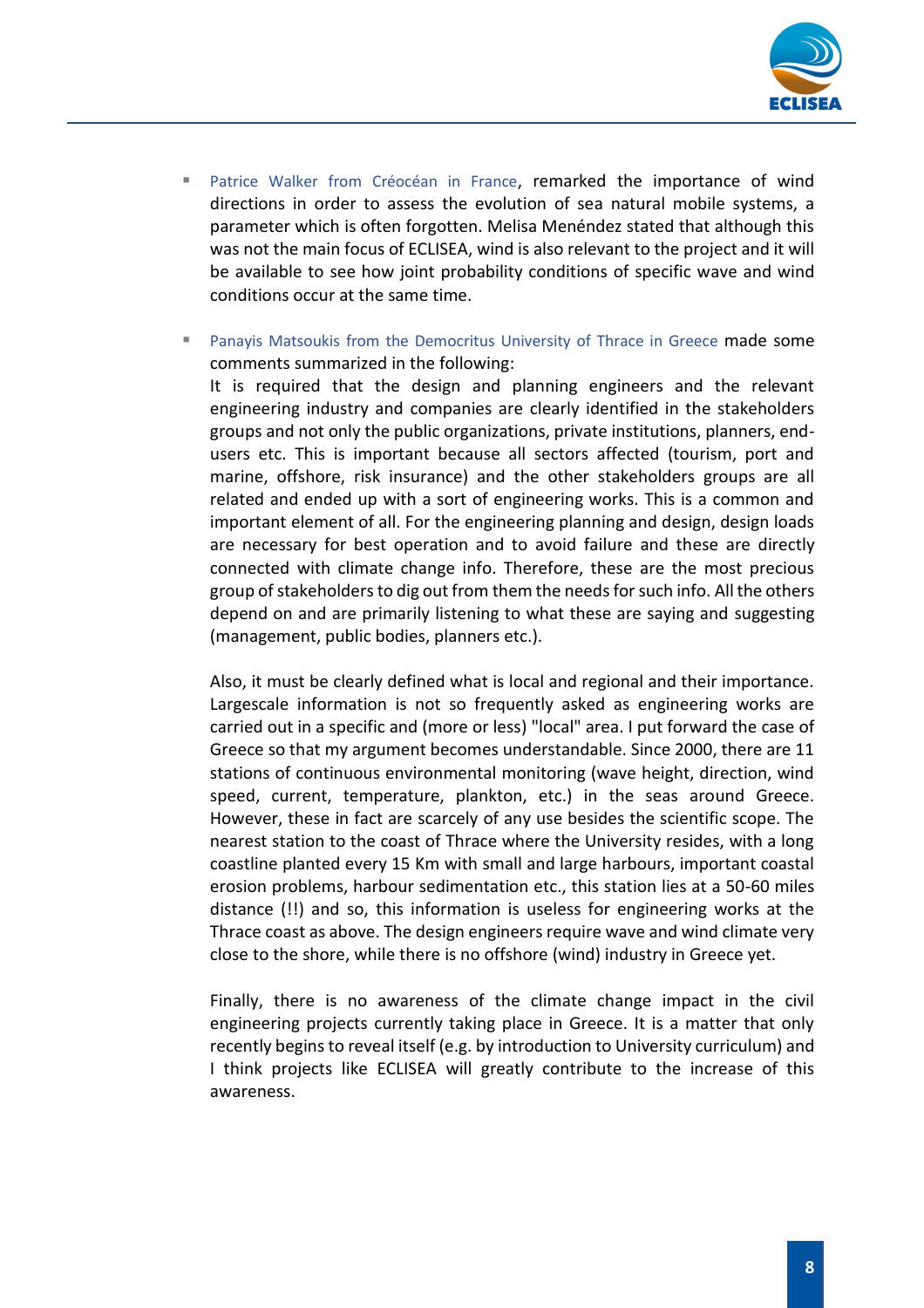- Patrice Walker from Créocéan in France, remarked the importance of wind directions in order to assess the evolution of sea natural mobile systems, a parameter which is often forgotten. Melisa Menéndez stated that although this was not the main focus of ECLISEA, wind is also relevant to the project and it will be available to see how joint probability conditions of specific wave and wind conditions occur at the same time.

- Panayis Matsoukis from the Democritus University of Thrace in Greece made some comments summarized in the following:
  It is required that the design and planning engineers and the relevant engineering industry and companies are clearly identified in the stakeholders groups and not only the public organizations, private institutions, planners, end-users etc. This is important because all sectors affected (tourism, port and marine, offshore, risk insurance) and the other stakeholders groups are all related and ended up with a sort of engineering works. This is a common and important element of all. For the engineering planning and design, design loads are necessary for best operation and to avoid failure and these are directly connected with climate change info. Therefore, these are the most precious group of stakeholders to dig out from them the needs for such info. All the others depend on and are primarily listening to what these are saying and suggesting (management, public bodies, planners etc.).

  Also, it must be clearly defined what is local and regional and their importance. Largescale information is not so frequently asked as engineering works are carried out in a specific and (more or less) "local" area. I put forward the case of Greece so that my argument becomes understandable. Since 2000, there are 11 stations of continuous environmental monitoring (wave height, direction, wind speed, current, temperature, plankton, etc.) in the seas around Greece. However, these in fact are scarcely of any use besides the scientific scope. The nearest station to the coast of Thrace where the University resides, with a long coastline planted every 15 Km with small and large harbours, important coastal erosion problems, harbour sedimentation etc., this station lies at a 50-60 miles distance (!!) and so, this information is useless for engineering works at the Thrace coast as above. The design engineers require wave and wind climate very close to the shore, while there is no offshore (wind) industry in Greece yet.

  Finally, there is no awareness of the climate change impact in the civil engineering projects currently taking place in Greece. It is a matter that only recently begins to reveal itself (e.g. by introduction to University curriculum) and I think projects like ECLISEA will greatly contribute to the increase of this awareness.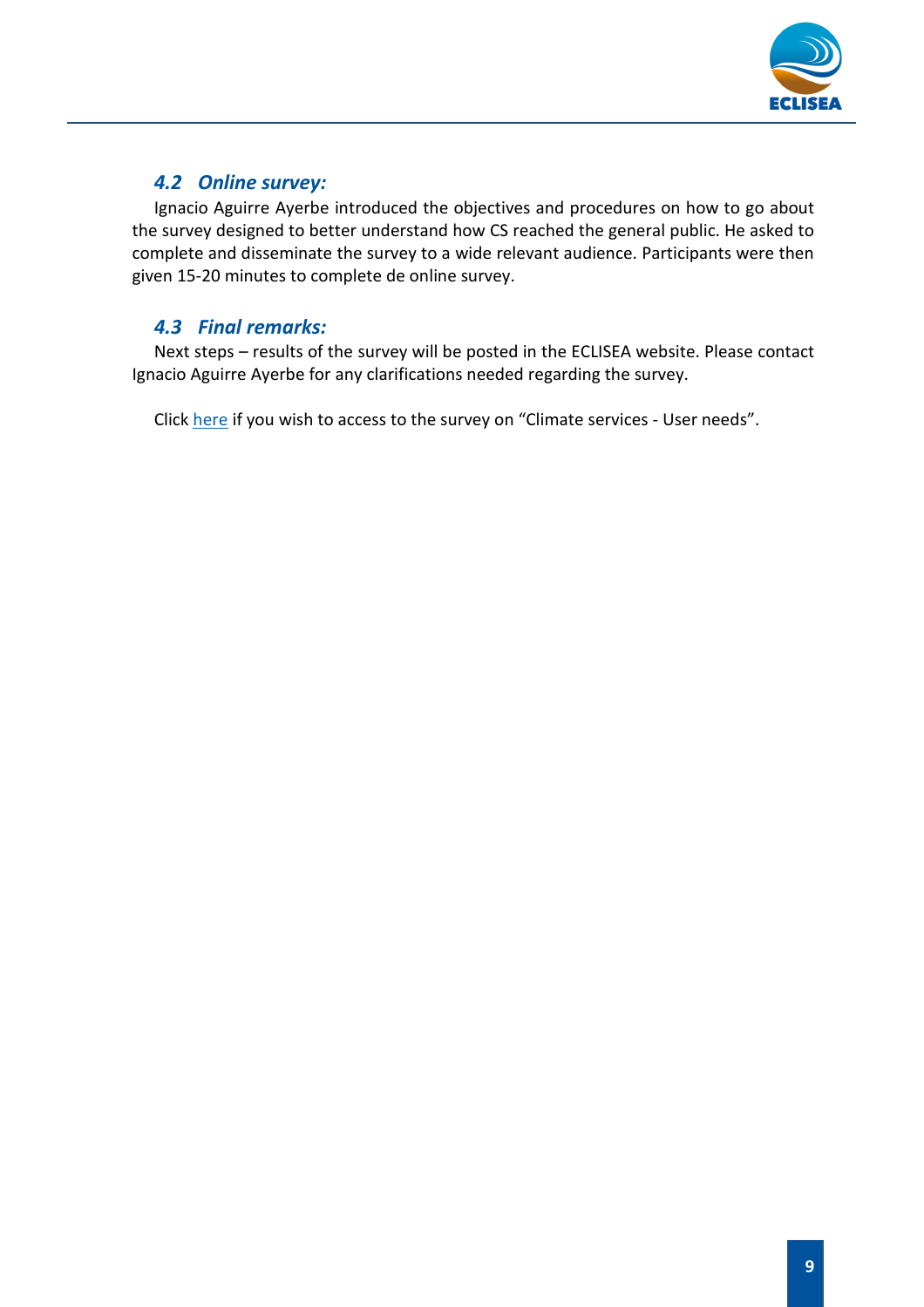### *4.2 Online survey:*

Ignacio Aguirre Ayerbe introduced the objectives and procedures on how to go about the survey designed to better understand how CS reached the general public. He asked to complete and disseminate the survey to a wide relevant audience. Participants were then given 15-20 minutes to complete de online survey.

### *4.3 Final remarks:*

Next steps – results of the survey will be posted in the ECLISEA website. Please contact Ignacio Aguirre Ayerbe for any clarifications needed regarding the survey.

Click here if you wish to access to the survey on "Climate services - User needs".